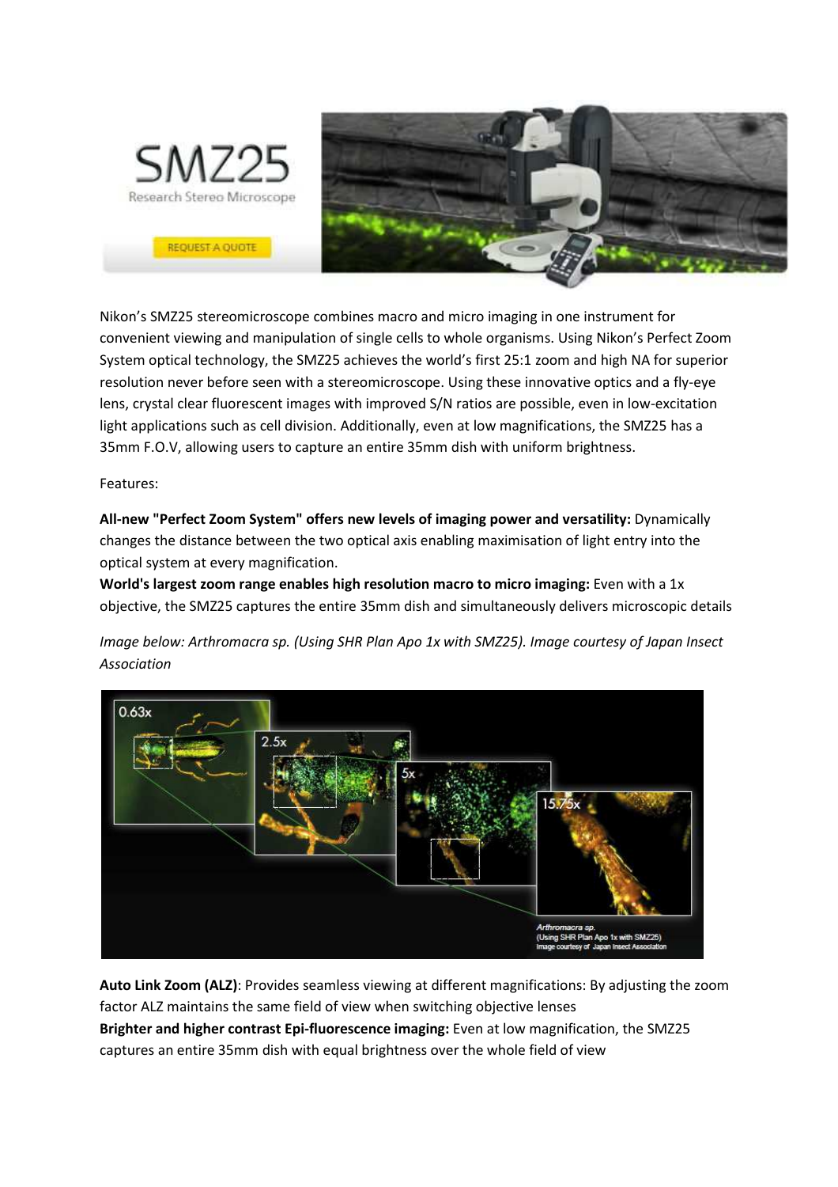Nikon's SMZ25 stereomicroscope combines macro and micro imaging in one instrument for convenient viewing and manipulation of single cells to whole organisms. Using Nikon's Perfect Zoom System optical technology, the SMZ25 achieves the world's first 25:1 zoom and high NA for superior resolution never before seen with a stereomicroscope. Using these innovative optics and a fly-eye lens, crystal clear fluorescent images with improved S/N ratios are possible, even in low-excitation light applications such as cell division. Additionally, even at low magnifications, the SMZ25 has a 35mm F.O.V, allowing users to capture an entire 35mm dish with uniform brightness.

Features:

**All-new "Perfect Zoom System" offers new levels of imaging power and versatility:** Dynamically changes the distance between the two optical axis enabling maximisation of light entry into the optical system at every magnification.

**World's largest zoom range enables high resolution macro to micro imaging:** Even with a 1x objective, the SMZ25 captures the entire 35mm dish and simultaneously delivers microscopic details

*Image below: Arthromacra sp. (Using SHR Plan Apo 1x with SMZ25). Image courtesy of Japan Insect Association*

**Auto Link Zoom (ALZ)**: Provides seamless viewing at different magnifications: By adjusting the zoom factor ALZ maintains the same field of view when switching objective lenses

**Brighter and higher contrast Epi-fluorescence imaging:** Even at low magnification, the SMZ25 captures an entire 35mm dish with equal brightness over the whole field of view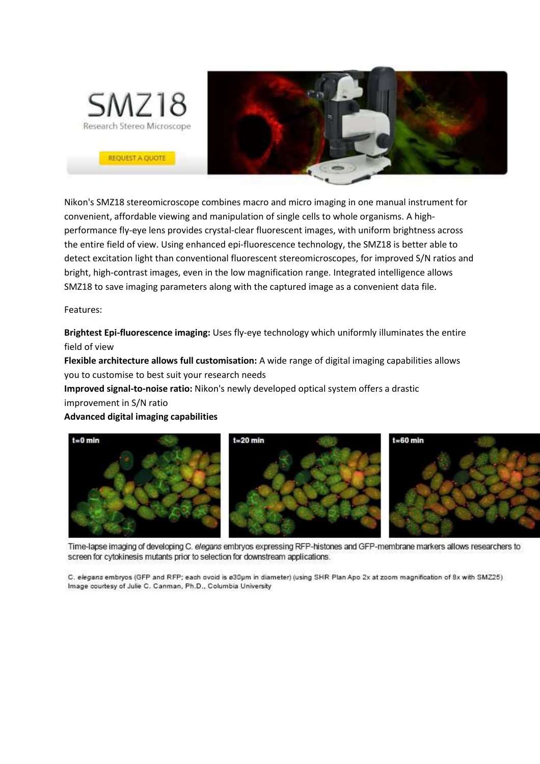# SMZ18

Research Stereo Microscope

REQUEST A QUOTE

Nikon's SMZ18 stereomicroscope combines macro and micro imaging in one manual instrument for convenient, affordable viewing and manipulation of single cells to whole organisms. A high-performance fly-eye lens provides crystal-clear fluorescent images, with uniform brightness across the entire field of view. Using enhanced epi-fluorescence technology, the SMZ18 is better able to detect excitation light than conventional fluorescent stereomicroscopes, for improved S/N ratios and bright, high-contrast images, even in the low magnification range. Integrated intelligence allows SMZ18 to save imaging parameters along with the captured image as a convenient data file.

Features:

**Brightest Epi-fluorescence imaging:** Uses fly-eye technology which uniformly illuminates the entire field of view

**Flexible architecture allows full customisation:** A wide range of digital imaging capabilities allows you to customise to best suit your research needs

**Improved signal-to-noise ratio:** Nikon's newly developed optical system offers a drastic improvement in S/N ratio

**Advanced digital imaging capabilities**

t=0 min

t=20 min

t=60 min

Time-lapse imaging of developing C. *elegans* embryos expressing RFP-histones and GFP-membrane markers allows researchers to screen for cytokinesis mutants prior to selection for downstream applications.

C. *elegans* embryos (GFP and RFP; each ovoid is ø30µm in diameter) (using SHR Plan Apo 2x at zoom magnification of 8x with SMZ25) Image courtesy of Julie C. Canman, Ph.D., Columbia University